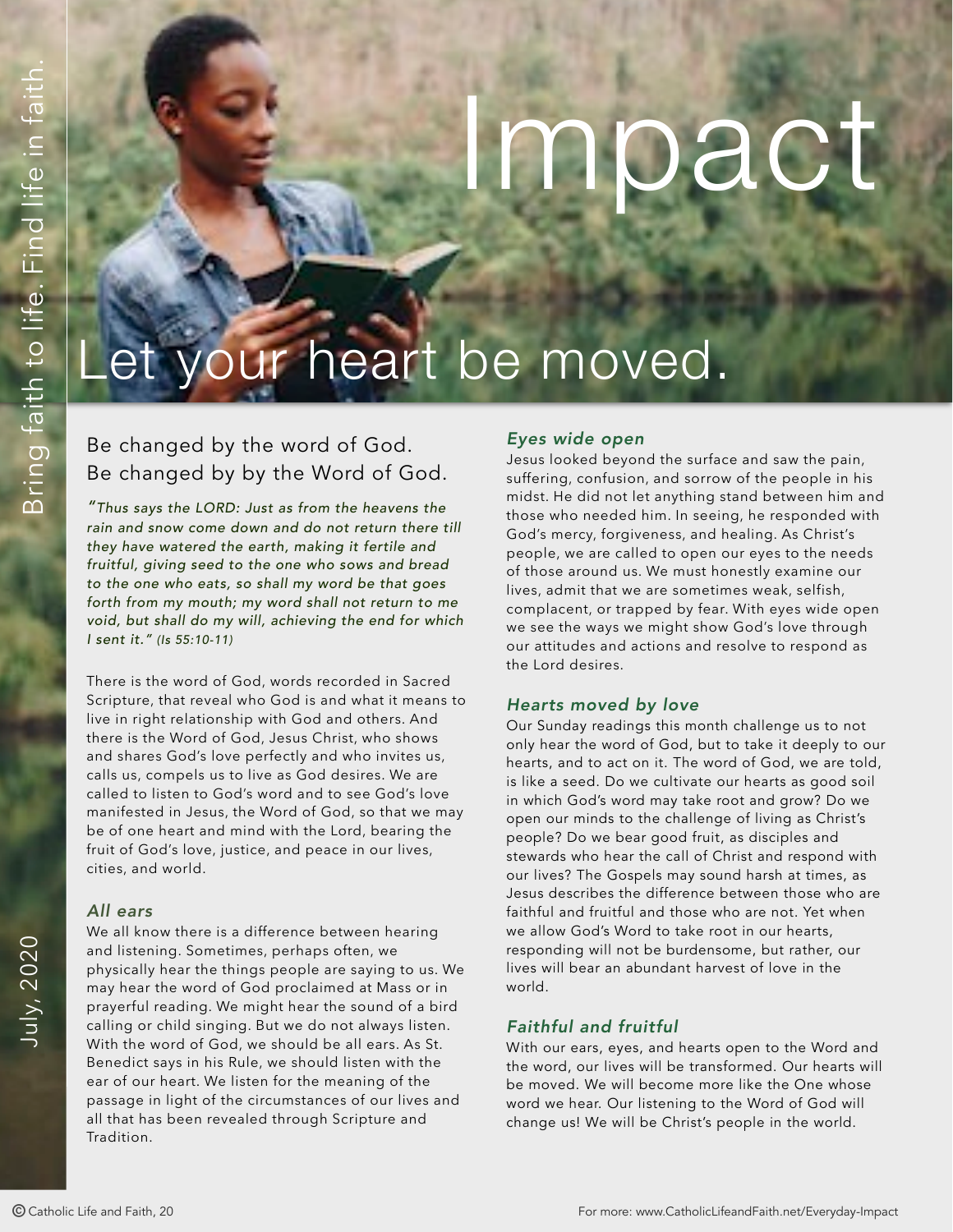# Impact

## Let your heart be moved.

Bring faith to life. Find life in faith.

July, 2020

### Be changed by the word of God. Be changed by by the Word of God.

*"Thus says the LORD: Just as from the heavens the rain and snow come down and do not return there till they have watered the earth, making it fertile and fruitful, giving seed to the one who sows and bread to the one who eats, so shall my word be that goes forth from my mouth; my word shall not return to me void, but shall do my will, achieving the end for which I sent it." (Is 55:10-11)*

There is the word of God, words recorded in Sacred Scripture, that reveal who God is and what it means to live in right relationship with God and others. And there is the Word of God, Jesus Christ, who shows and shares God's love perfectly and who invites us, calls us, compels us to live as God desires. We are called to listen to God's word and to see God's love manifested in Jesus, the Word of God, so that we may be of one heart and mind with the Lord, bearing the fruit of God's love, justice, and peace in our lives, cities, and world.

### *All ears*

We all know there is a difference between hearing and listening. Sometimes, perhaps often, we physically hear the things people are saying to us. We may hear the word of God proclaimed at Mass or in prayerful reading. We might hear the sound of a bird calling or child singing. But we do not always listen. With the word of God, we should be all ears. As St. Benedict says in his Rule, we should listen with the ear of our heart. We listen for the meaning of the passage in light of the circumstances of our lives and all that has been revealed through Scripture and Tradition.

### *Eyes wide open*

Jesus looked beyond the surface and saw the pain, suffering, confusion, and sorrow of the people in his midst. He did not let anything stand between him and those who needed him. In seeing, he responded with God's mercy, forgiveness, and healing. As Christ's people, we are called to open our eyes to the needs of those around us. We must honestly examine our lives, admit that we are sometimes weak, selfish, complacent, or trapped by fear. With eyes wide open we see the ways we might show God's love through our attitudes and actions and resolve to respond as the Lord desires.

### *Hearts moved by love*

Our Sunday readings this month challenge us to not only hear the word of God, but to take it deeply to our hearts, and to act on it. The word of God, we are told, is like a seed. Do we cultivate our hearts as good soil in which God's word may take root and grow? Do we open our minds to the challenge of living as Christ's people? Do we bear good fruit, as disciples and stewards who hear the call of Christ and respond with our lives? The Gospels may sound harsh at times, as Jesus describes the difference between those who are faithful and fruitful and those who are not. Yet when we allow God's Word to take root in our hearts, responding will not be burdensome, but rather, our lives will bear an abundant harvest of love in the world.

### *Faithful and fruitful*

With our ears, eyes, and hearts open to the Word and the word, our lives will be transformed. Our hearts will be moved. We will become more like the One whose word we hear. Our listening to the Word of God will change us! We will be Christ's people in the world.

© Catholic Life and Faith, 20

For more: www.CatholicLifeandFaith.net/Everyday-Impact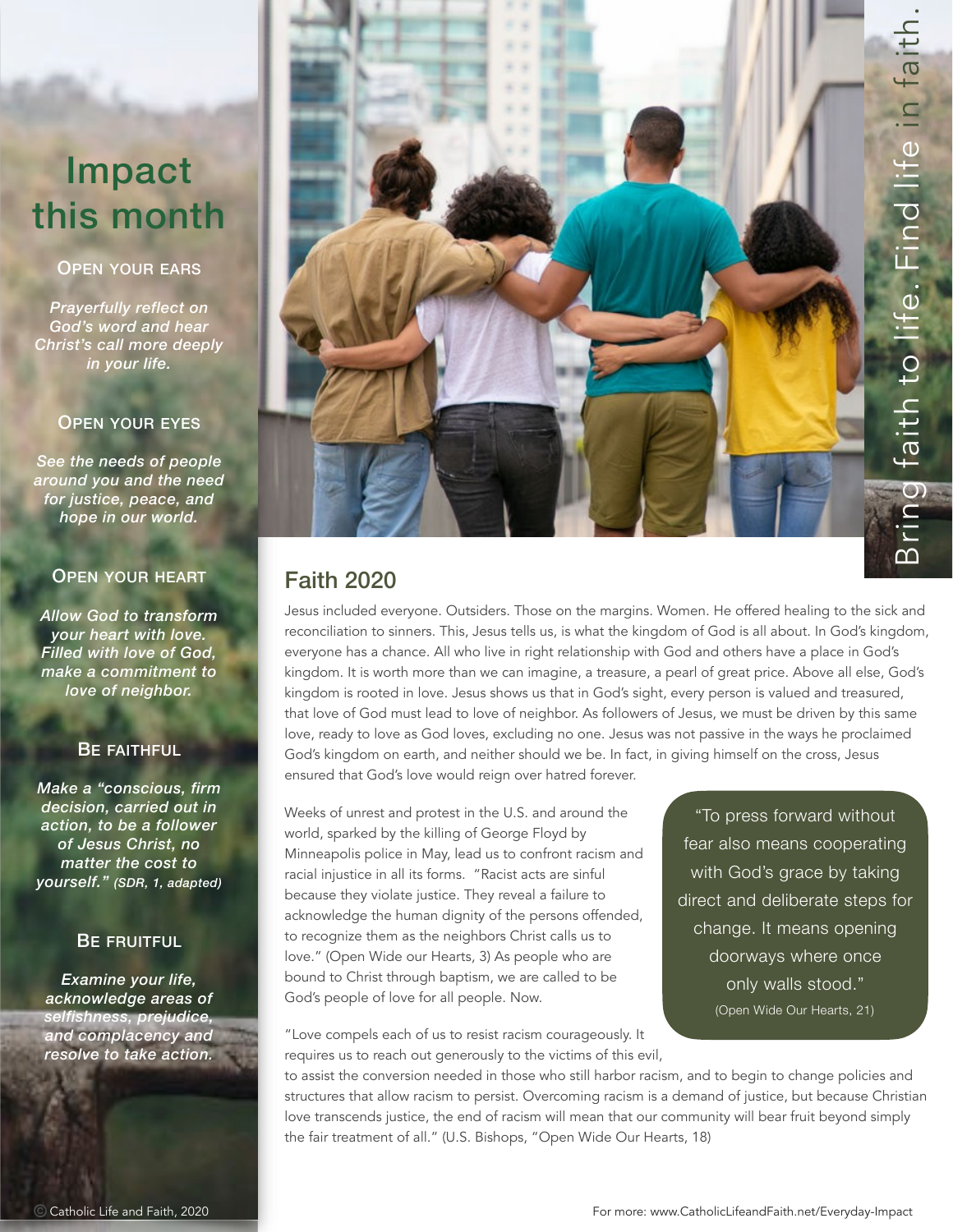# Impact this month

**Open your ears**

*Prayerfully reflect on God's word and hear Christ's call more deeply in your life.*

**Open your eyes**

*See the needs of people around you and the need for justice, peace, and hope in our world.*

**Open your heart**

*Allow God to transform your heart with love. Filled with love of God, make a commitment to love of neighbor.*

**Be faithful**

*Make a "conscious, firm decision, carried out in action, to be a follower of Jesus Christ, no matter the cost to yourself." (SDR, 1, adapted)*

**Be fruitful**

*Examine your life, acknowledge areas of selfishness, prejudice, and complacency and resolve to take action.*

Bring faith to life. Find life in faith.

## Faith 2020

Jesus included everyone. Outsiders. Those on the margins. Women. He offered healing to the sick and reconciliation to sinners. This, Jesus tells us, is what the kingdom of God is all about. In God's kingdom, everyone has a chance. All who live in right relationship with God and others have a place in God's kingdom. It is worth more than we can imagine, a treasure, a pearl of great price. Above all else, God's kingdom is rooted in love. Jesus shows us that in God's sight, every person is valued and treasured, that love of God must lead to love of neighbor. As followers of Jesus, we must be driven by this same love, ready to love as God loves, excluding no one. Jesus was not passive in the ways he proclaimed God's kingdom on earth, and neither should we be. In fact, in giving himself on the cross, Jesus ensured that God's love would reign over hatred forever.

Weeks of unrest and protest in the U.S. and around the world, sparked by the killing of George Floyd by Minneapolis police in May, lead us to confront racism and racial injustice in all its forms. "Racist acts are sinful because they violate justice. They reveal a failure to acknowledge the human dignity of the persons offended, to recognize them as the neighbors Christ calls us to love." (Open Wide our Hearts, 3) As people who are bound to Christ through baptism, we are called to be God's people of love for all people. Now.

> "To press forward without fear also means cooperating with God's grace by taking direct and deliberate steps for change. It means opening doorways where once only walls stood."
> (Open Wide Our Hearts, 21)

"Love compels each of us to resist racism courageously. It requires us to reach out generously to the victims of this evil, to assist the conversion needed in those who still harbor racism, and to begin to change policies and structures that allow racism to persist. Overcoming racism is a demand of justice, but because Christian love transcends justice, the end of racism will mean that our community will bear fruit beyond simply the fair treatment of all." (U.S. Bishops, "Open Wide Our Hearts, 18)

© Catholic Life and Faith, 2020

For more: www.CatholicLifeandFaith.net/Everyday-Impact